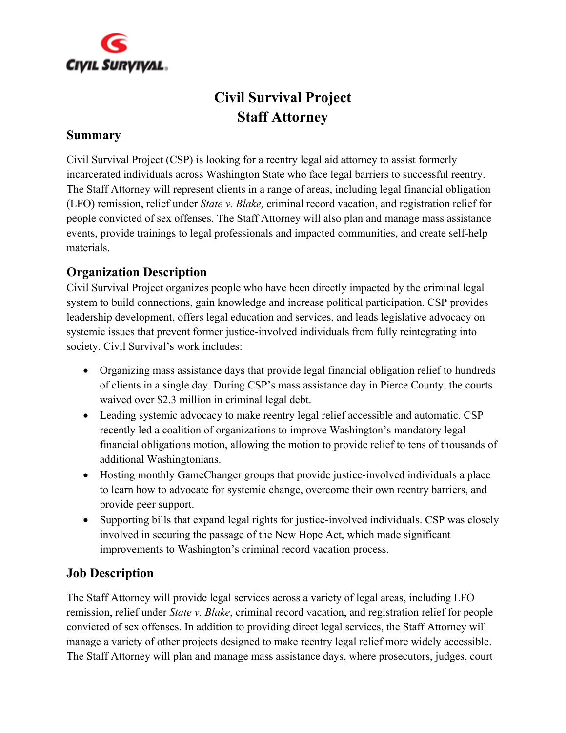# Civil Survival Project
# Staff Attorney

## Summary

Civil Survival Project (CSP) is looking for a reentry legal aid attorney to assist formerly incarcerated individuals across Washington State who face legal barriers to successful reentry. The Staff Attorney will represent clients in a range of areas, including legal financial obligation (LFO) remission, relief under *State v. Blake,* criminal record vacation, and registration relief for people convicted of sex offenses. The Staff Attorney will also plan and manage mass assistance events, provide trainings to legal professionals and impacted communities, and create self-help materials.

## Organization Description

Civil Survival Project organizes people who have been directly impacted by the criminal legal system to build connections, gain knowledge and increase political participation. CSP provides leadership development, offers legal education and services, and leads legislative advocacy on systemic issues that prevent former justice-involved individuals from fully reintegrating into society. Civil Survival's work includes:

- Organizing mass assistance days that provide legal financial obligation relief to hundreds of clients in a single day. During CSP's mass assistance day in Pierce County, the courts waived over $2.3 million in criminal legal debt.
- Leading systemic advocacy to make reentry legal relief accessible and automatic. CSP recently led a coalition of organizations to improve Washington's mandatory legal financial obligations motion, allowing the motion to provide relief to tens of thousands of additional Washingtonians.
- Hosting monthly GameChanger groups that provide justice-involved individuals a place to learn how to advocate for systemic change, overcome their own reentry barriers, and provide peer support.
- Supporting bills that expand legal rights for justice-involved individuals. CSP was closely involved in securing the passage of the New Hope Act, which made significant improvements to Washington's criminal record vacation process.

## Job Description

The Staff Attorney will provide legal services across a variety of legal areas, including LFO remission, relief under *State v. Blake*, criminal record vacation, and registration relief for people convicted of sex offenses. In addition to providing direct legal services, the Staff Attorney will manage a variety of other projects designed to make reentry legal relief more widely accessible. The Staff Attorney will plan and manage mass assistance days, where prosecutors, judges, court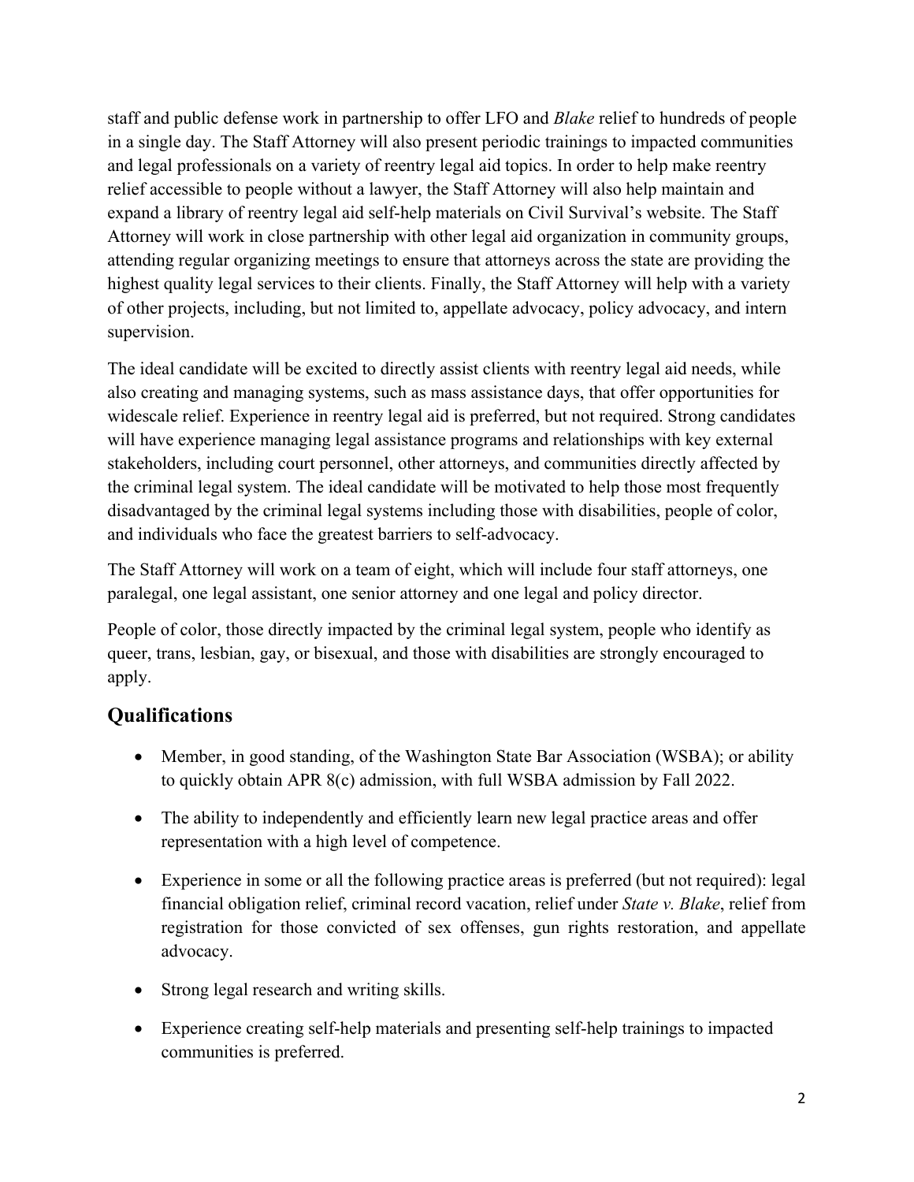staff and public defense work in partnership to offer LFO and *Blake* relief to hundreds of people in a single day. The Staff Attorney will also present periodic trainings to impacted communities and legal professionals on a variety of reentry legal aid topics. In order to help make reentry relief accessible to people without a lawyer, the Staff Attorney will also help maintain and expand a library of reentry legal aid self-help materials on Civil Survival's website. The Staff Attorney will work in close partnership with other legal aid organization in community groups, attending regular organizing meetings to ensure that attorneys across the state are providing the highest quality legal services to their clients. Finally, the Staff Attorney will help with a variety of other projects, including, but not limited to, appellate advocacy, policy advocacy, and intern supervision.

The ideal candidate will be excited to directly assist clients with reentry legal aid needs, while also creating and managing systems, such as mass assistance days, that offer opportunities for widescale relief. Experience in reentry legal aid is preferred, but not required. Strong candidates will have experience managing legal assistance programs and relationships with key external stakeholders, including court personnel, other attorneys, and communities directly affected by the criminal legal system. The ideal candidate will be motivated to help those most frequently disadvantaged by the criminal legal systems including those with disabilities, people of color, and individuals who face the greatest barriers to self-advocacy.

The Staff Attorney will work on a team of eight, which will include four staff attorneys, one paralegal, one legal assistant, one senior attorney and one legal and policy director.

People of color, those directly impacted by the criminal legal system, people who identify as queer, trans, lesbian, gay, or bisexual, and those with disabilities are strongly encouraged to apply.

## Qualifications

- Member, in good standing, of the Washington State Bar Association (WSBA); or ability to quickly obtain APR 8(c) admission, with full WSBA admission by Fall 2022.
- The ability to independently and efficiently learn new legal practice areas and offer representation with a high level of competence.
- Experience in some or all the following practice areas is preferred (but not required): legal financial obligation relief, criminal record vacation, relief under *State v. Blake*, relief from registration for those convicted of sex offenses, gun rights restoration, and appellate advocacy.
- Strong legal research and writing skills.
- Experience creating self-help materials and presenting self-help trainings to impacted communities is preferred.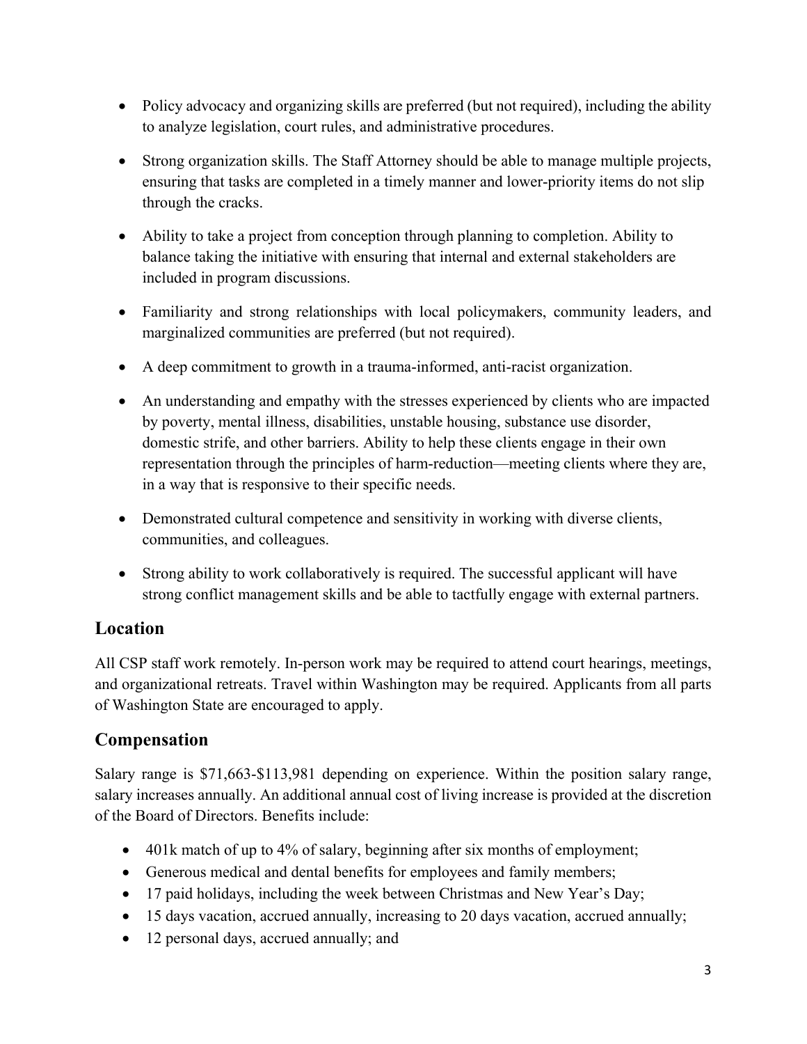- Policy advocacy and organizing skills are preferred (but not required), including the ability to analyze legislation, court rules, and administrative procedures.
- Strong organization skills. The Staff Attorney should be able to manage multiple projects, ensuring that tasks are completed in a timely manner and lower-priority items do not slip through the cracks.
- Ability to take a project from conception through planning to completion. Ability to balance taking the initiative with ensuring that internal and external stakeholders are included in program discussions.
- Familiarity and strong relationships with local policymakers, community leaders, and marginalized communities are preferred (but not required).
- A deep commitment to growth in a trauma-informed, anti-racist organization.
- An understanding and empathy with the stresses experienced by clients who are impacted by poverty, mental illness, disabilities, unstable housing, substance use disorder, domestic strife, and other barriers. Ability to help these clients engage in their own representation through the principles of harm-reduction—meeting clients where they are, in a way that is responsive to their specific needs.
- Demonstrated cultural competence and sensitivity in working with diverse clients, communities, and colleagues.
- Strong ability to work collaboratively is required. The successful applicant will have strong conflict management skills and be able to tactfully engage with external partners.

## Location

All CSP staff work remotely. In-person work may be required to attend court hearings, meetings, and organizational retreats. Travel within Washington may be required. Applicants from all parts of Washington State are encouraged to apply.

## Compensation

Salary range is $71,663-$113,981 depending on experience. Within the position salary range, salary increases annually. An additional annual cost of living increase is provided at the discretion of the Board of Directors. Benefits include:

- 401k match of up to 4% of salary, beginning after six months of employment;
- Generous medical and dental benefits for employees and family members;
- 17 paid holidays, including the week between Christmas and New Year's Day;
- 15 days vacation, accrued annually, increasing to 20 days vacation, accrued annually;
- 12 personal days, accrued annually; and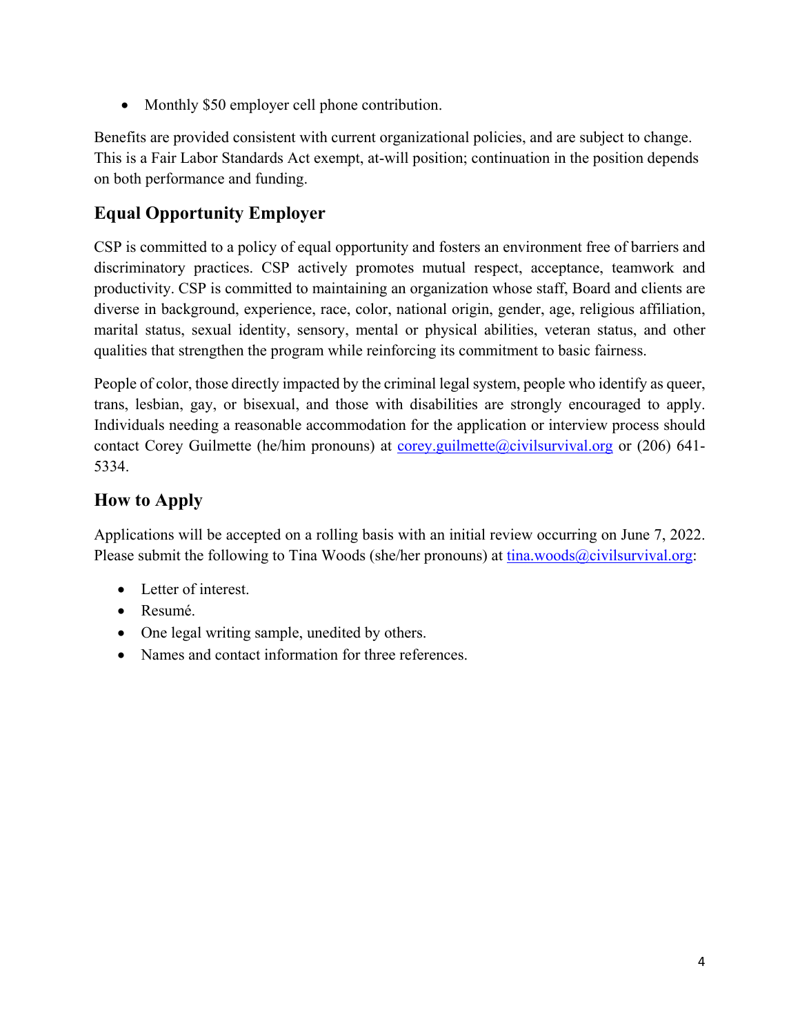- Monthly $50 employer cell phone contribution.

Benefits are provided consistent with current organizational policies, and are subject to change. This is a Fair Labor Standards Act exempt, at-will position; continuation in the position depends on both performance and funding.

## Equal Opportunity Employer

CSP is committed to a policy of equal opportunity and fosters an environment free of barriers and discriminatory practices. CSP actively promotes mutual respect, acceptance, teamwork and productivity. CSP is committed to maintaining an organization whose staff, Board and clients are diverse in background, experience, race, color, national origin, gender, age, religious affiliation, marital status, sexual identity, sensory, mental or physical abilities, veteran status, and other qualities that strengthen the program while reinforcing its commitment to basic fairness.

People of color, those directly impacted by the criminal legal system, people who identify as queer, trans, lesbian, gay, or bisexual, and those with disabilities are strongly encouraged to apply. Individuals needing a reasonable accommodation for the application or interview process should contact Corey Guilmette (he/him pronouns) at corey.guilmette@civilsurvival.org or (206) 641-5334.

## How to Apply

Applications will be accepted on a rolling basis with an initial review occurring on June 7, 2022. Please submit the following to Tina Woods (she/her pronouns) at tina.woods@civilsurvival.org:

- Letter of interest.
- Resumé.
- One legal writing sample, unedited by others.
- Names and contact information for three references.